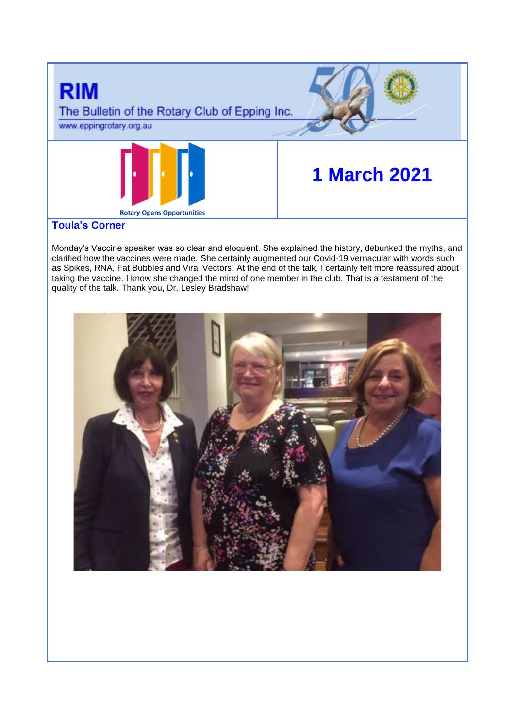# RIM

The Bulletin of the Rotary Club of Epping Inc.

www.eppingrotary.org.au

Rotary Opens Opportunities

## 1 March 2021

### Toula's Corner

Monday's Vaccine speaker was so clear and eloquent. She explained the history, debunked the myths, and clarified how the vaccines were made. She certainly augmented our Covid-19 vernacular with words such as Spikes, RNA, Fat Bubbles and Viral Vectors. At the end of the talk, I certainly felt more reassured about taking the vaccine. I know she changed the mind of one member in the club. That is a testament of the quality of the talk. Thank you, Dr. Lesley Bradshaw!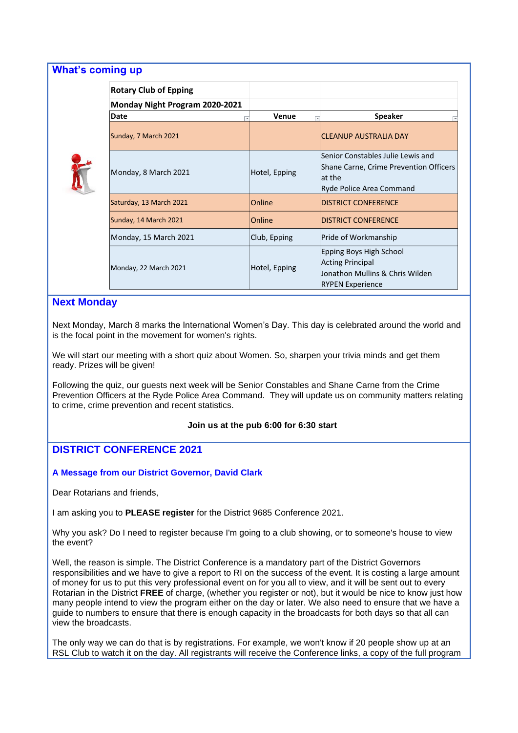## What's coming up

| Rotary Club of Epping | | |
|---|---|---|
| **Monday Night Program 2020-2021** | | |
| **Date** | **Venue** | **Speaker** |
| Sunday, 7 March 2021 | | CLEANUP AUSTRALIA DAY |
| Monday, 8 March 2021 | Hotel, Epping | Senior Constables Julie Lewis and Shane Carne, Crime Prevention Officers at the Ryde Police Area Command |
| Saturday, 13 March 2021 | Online | DISTRICT CONFERENCE |
| Sunday, 14 March 2021 | Online | DISTRICT CONFERENCE |
| Monday, 15 March 2021 | Club, Epping | Pride of Workmanship |
| Monday, 22 March 2021 | Hotel, Epping | Epping Boys High School Acting Principal Jonathon Mullins & Chris Wilden RYPEN Experience |

## Next Monday

Next Monday, March 8 marks the International Women's Day. This day is celebrated around the world and is the focal point in the movement for women's rights.

We will start our meeting with a short quiz about Women. So, sharpen your trivia minds and get them ready. Prizes will be given!

Following the quiz, our guests next week will be Senior Constables and Shane Carne from the Crime Prevention Officers at the Ryde Police Area Command. They will update us on community matters relating to crime, crime prevention and recent statistics.

**Join us at the pub 6:00 for 6:30 start**

## DISTRICT CONFERENCE 2021

### A Message from our District Governor, David Clark

Dear Rotarians and friends,

I am asking you to **PLEASE register** for the District 9685 Conference 2021.

Why you ask? Do I need to register because I'm going to a club showing, or to someone's house to view the event?

Well, the reason is simple. The District Conference is a mandatory part of the District Governors responsibilities and we have to give a report to RI on the success of the event. It is costing a large amount of money for us to put this very professional event on for you all to view, and it will be sent out to every Rotarian in the District **FREE** of charge, (whether you register or not), but it would be nice to know just how many people intend to view the program either on the day or later. We also need to ensure that we have a guide to numbers to ensure that there is enough capacity in the broadcasts for both days so that all can view the broadcasts.

The only way we can do that is by registrations. For example, we won't know if 20 people show up at an RSL Club to watch it on the day. All registrants will receive the Conference links, a copy of the full program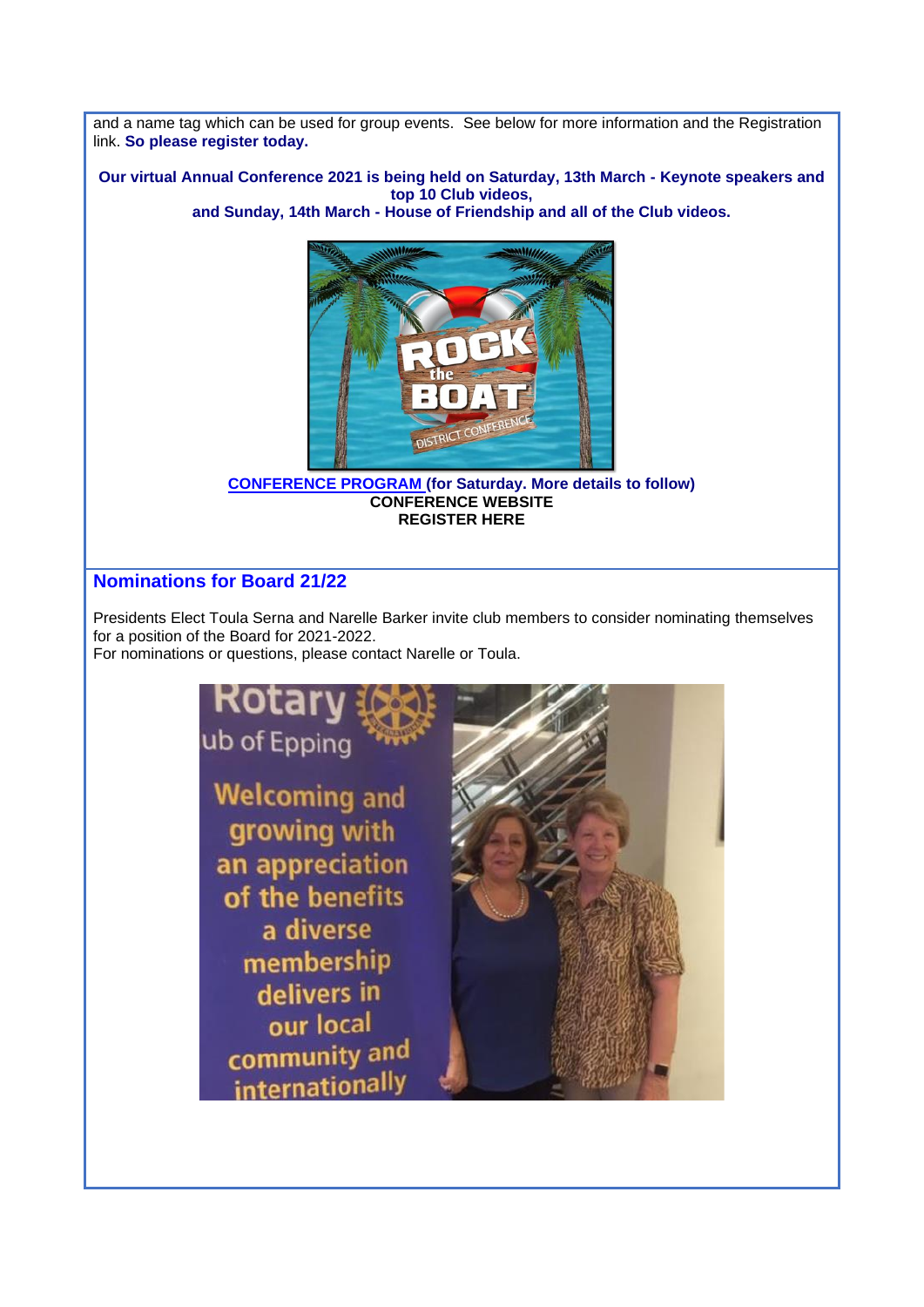and a name tag which can be used for group events. See below for more information and the Registration link. **So please register today.**

**Our virtual Annual Conference 2021 is being held on Saturday, 13th March - Keynote speakers and top 10 Club videos, and Sunday, 14th March - House of Friendship and all of the Club videos.**

**CONFERENCE PROGRAM (for Saturday. More details to follow)**
**CONFERENCE WEBSITE**
**REGISTER HERE**

## Nominations for Board 21/22

Presidents Elect Toula Serna and Narelle Barker invite club members to consider nominating themselves for a position of the Board for 2021-2022.
For nominations or questions, please contact Narelle or Toula.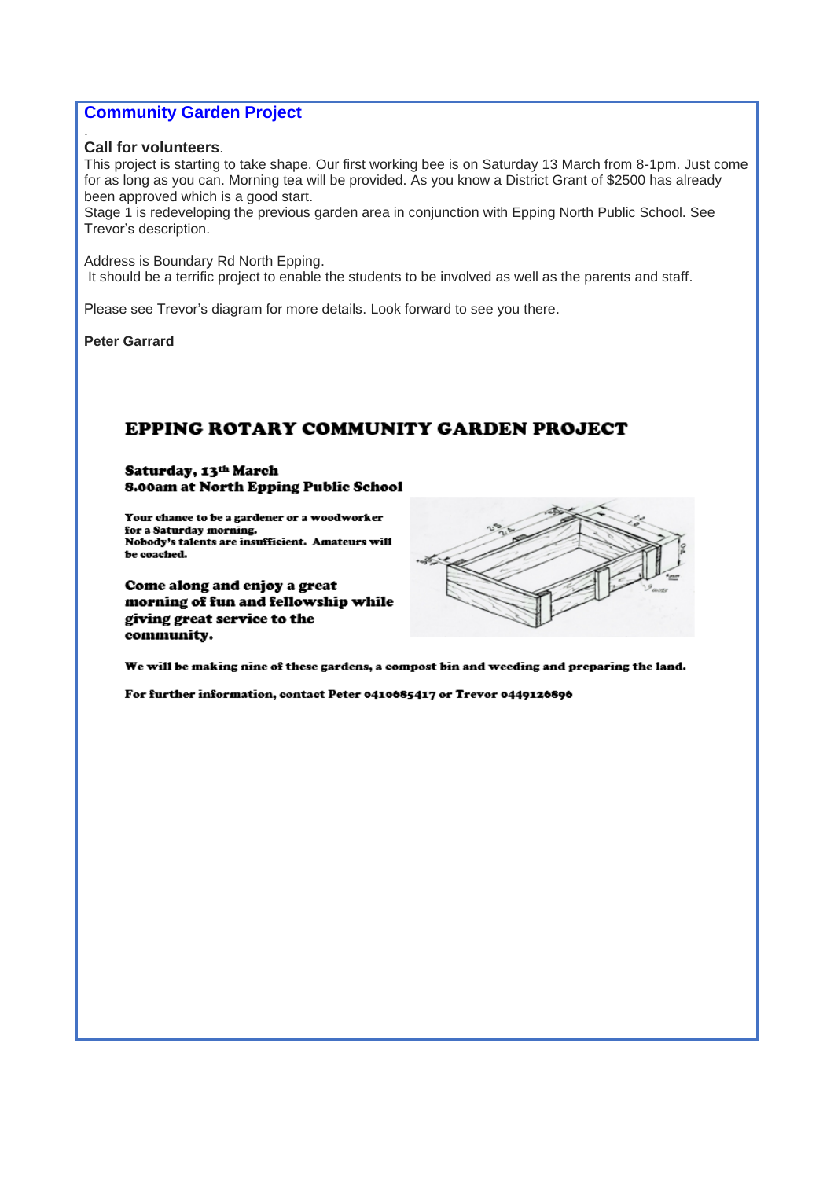## Community Garden Project

.

**Call for volunteers**.

This project is starting to take shape. Our first working bee is on Saturday 13 March from 8-1pm. Just come for as long as you can. Morning tea will be provided. As you know a District Grant of $2500 has already been approved which is a good start.

Stage 1 is redeveloping the previous garden area in conjunction with Epping North Public School. See Trevor's description.

Address is Boundary Rd North Epping.

It should be a terrific project to enable the students to be involved as well as the parents and staff.

Please see Trevor's diagram for more details. Look forward to see you there.

**Peter Garrard**

## EPPING ROTARY COMMUNITY GARDEN PROJECT

**Saturday, 13th March**
**8.00am at North Epping Public School**

**Your chance to be a gardener or a woodworker for a Saturday morning.**
**Nobody's talents are insufficient. Amateurs will be coached.**

**Come along and enjoy a great morning of fun and fellowship while giving great service to the community.**

**We will be making nine of these gardens, a compost bin and weeding and preparing the land.**

**For further information, contact Peter 0410685417 or Trevor 0449126896**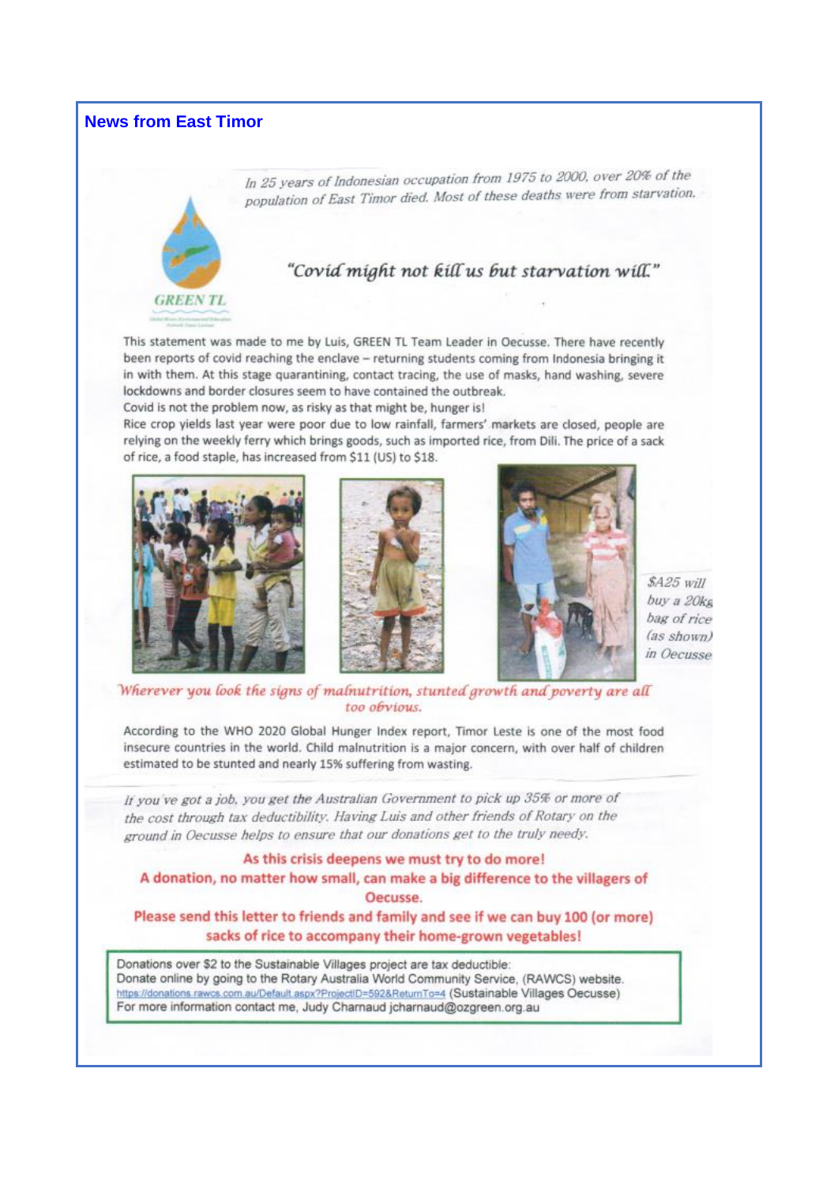## News from East Timor

*In 25 years of Indonesian occupation from 1975 to 2000, over 20% of the population of East Timor died. Most of these deaths were from starvation.*

GREEN TL

*"Covid might not kill us but starvation will."*

This statement was made to me by Luis, GREEN TL Team Leader in Oecusse. There have recently been reports of covid reaching the enclave – returning students coming from Indonesia bringing it in with them. At this stage quarantining, contact tracing, the use of masks, hand washing, severe lockdowns and border closures seem to have contained the outbreak.

Covid is not the problem now, as risky as that might be, hunger is!

Rice crop yields last year were poor due to low rainfall, farmers' markets are closed, people are relying on the weekly ferry which brings goods, such as imported rice, from Dili. The price of a sack of rice, a food staple, has increased from $11 (US) to $18.

*$A25 will buy a 20kg bag of rice (as shown) in Oecusse*

*Wherever you look the signs of malnutrition, stunted growth and poverty are all too obvious.*

According to the WHO 2020 Global Hunger Index report, Timor Leste is one of the most food insecure countries in the world. Child malnutrition is a major concern, with over half of children estimated to be stunted and nearly 15% suffering from wasting.

*If you've got a job, you get the Australian Government to pick up 35% or more of the cost through tax deductibility. Having Luis and other friends of Rotary on the ground in Oecusse helps to ensure that our donations get to the truly needy.*

**As this crisis deepens we must try to do more!**

**A donation, no matter how small, can make a big difference to the villagers of Oecusse.**

**Please send this letter to friends and family and see if we can buy 100 (or more) sacks of rice to accompany their home-grown vegetables!**

Donations over $2 to the Sustainable Villages project are tax deductible:
Donate online by going to the Rotary Australia World Community Service, (RAWCS) website.
https://donations.rawcs.com.au/Default.aspx?ProjectID=592&ReturnTo=4 (Sustainable Villages Oecusse)
For more information contact me, Judy Charnaud jcharnaud@ozgreen.org.au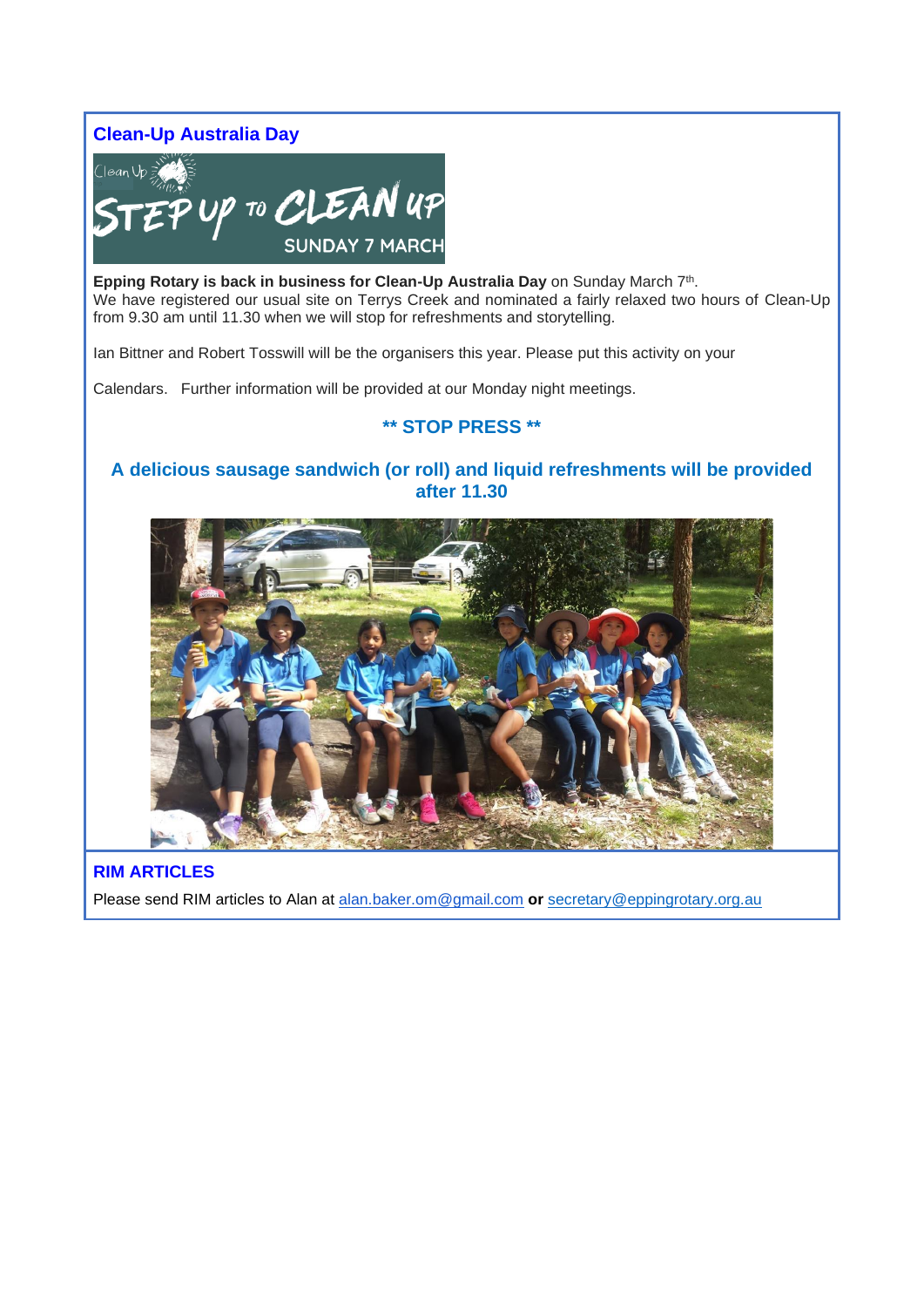## Clean-Up Australia Day

**Epping Rotary is back in business for Clean-Up Australia Day** on Sunday March 7th.
We have registered our usual site on Terrys Creek and nominated a fairly relaxed two hours of Clean-Up from 9.30 am until 11.30 when we will stop for refreshments and storytelling.

Ian Bittner and Robert Tosswill will be the organisers this year. Please put this activity on your

Calendars. Further information will be provided at our Monday night meetings.

**\*\* STOP PRESS \*\***

**A delicious sausage sandwich (or roll) and liquid refreshments will be provided after 11.30**

## RIM ARTICLES

Please send RIM articles to Alan at alan.baker.om@gmail.com **or** secretary@eppingrotary.org.au